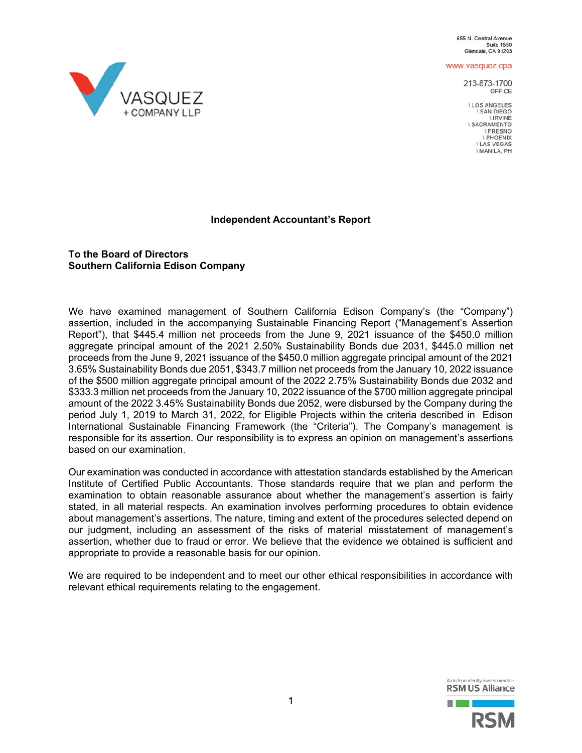655 N. Central Avenue
Suite 1550
Glendale, CA 91203

www.vasquez.cpa

213-873-1700
OFFICE

\ LOS ANGELES
\ SAN DIEGO
\ IRVINE
\ SACRAMENTO
\ FRESNO
\ PHOENIX
\ LAS VEGAS
\ MANILA, PH

VASQUEZ + COMPANY LLP

## Independent Accountant's Report

**To the Board of Directors**
**Southern California Edison Company**

We have examined management of Southern California Edison Company's (the "Company") assertion, included in the accompanying Sustainable Financing Report ("Management's Assertion Report"), that $445.4 million net proceeds from the June 9, 2021 issuance of the $450.0 million aggregate principal amount of the 2021 2.50% Sustainability Bonds due 2031, $445.0 million net proceeds from the June 9, 2021 issuance of the $450.0 million aggregate principal amount of the 2021 3.65% Sustainability Bonds due 2051, $343.7 million net proceeds from the January 10, 2022 issuance of the $500 million aggregate principal amount of the 2022 2.75% Sustainability Bonds due 2032 and $333.3 million net proceeds from the January 10, 2022 issuance of the $700 million aggregate principal amount of the 2022 3.45% Sustainability Bonds due 2052, were disbursed by the Company during the period July 1, 2019 to March 31, 2022, for Eligible Projects within the criteria described in Edison International Sustainable Financing Framework (the "Criteria"). The Company's management is responsible for its assertion. Our responsibility is to express an opinion on management's assertions based on our examination.

Our examination was conducted in accordance with attestation standards established by the American Institute of Certified Public Accountants. Those standards require that we plan and perform the examination to obtain reasonable assurance about whether the management's assertion is fairly stated, in all material respects. An examination involves performing procedures to obtain evidence about management's assertions. The nature, timing and extent of the procedures selected depend on our judgment, including an assessment of the risks of material misstatement of management's assertion, whether due to fraud or error. We believe that the evidence we obtained is sufficient and appropriate to provide a reasonable basis for our opinion.

We are required to be independent and to meet our other ethical responsibilities in accordance with relevant ethical requirements relating to the engagement.

An independently owned member
RSM US Alliance
RSM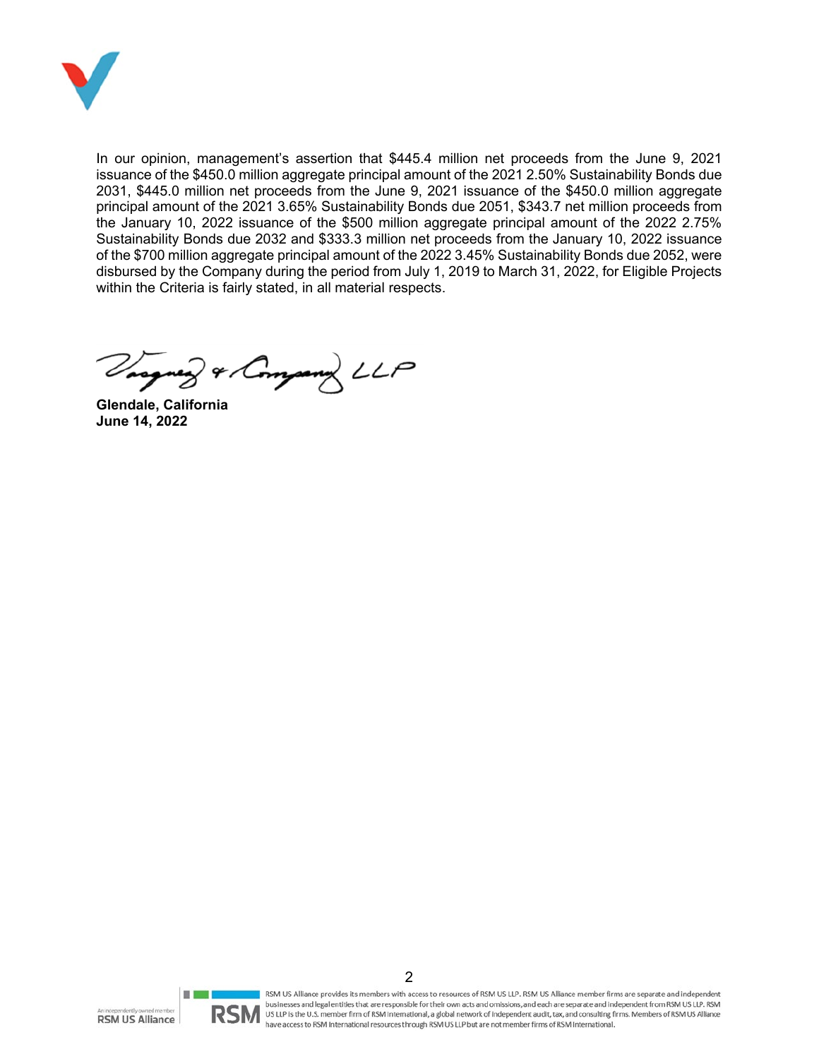In our opinion, management's assertion that $445.4 million net proceeds from the June 9, 2021 issuance of the $450.0 million aggregate principal amount of the 2021 2.50% Sustainability Bonds due 2031, $445.0 million net proceeds from the June 9, 2021 issuance of the $450.0 million aggregate principal amount of the 2021 3.65% Sustainability Bonds due 2051, $343.7 net million proceeds from the January 10, 2022 issuance of the $500 million aggregate principal amount of the 2022 2.75% Sustainability Bonds due 2032 and $333.3 million net proceeds from the January 10, 2022 issuance of the $700 million aggregate principal amount of the 2022 3.45% Sustainability Bonds due 2052, were disbursed by the Company during the period from July 1, 2019 to March 31, 2022, for Eligible Projects within the Criteria is fairly stated, in all material respects.

Vasquez & Company LLP

**Glendale, California**
**June 14, 2022**

An independently owned member RSM US Alliance

RSM US Alliance provides its members with access to resources of RSM US LLP. RSM US Alliance member firms are separate and independent businesses and legal entities that are responsible for their own acts and omissions, and each are separate and independent from RSM US LLP. RSM US LLP is the U.S. member firm of RSM International, a global network of independent audit, tax, and consulting firms. Members of RSM US Alliance have access to RSM International resources through RSM US LLP but are not member firms of RSM International.